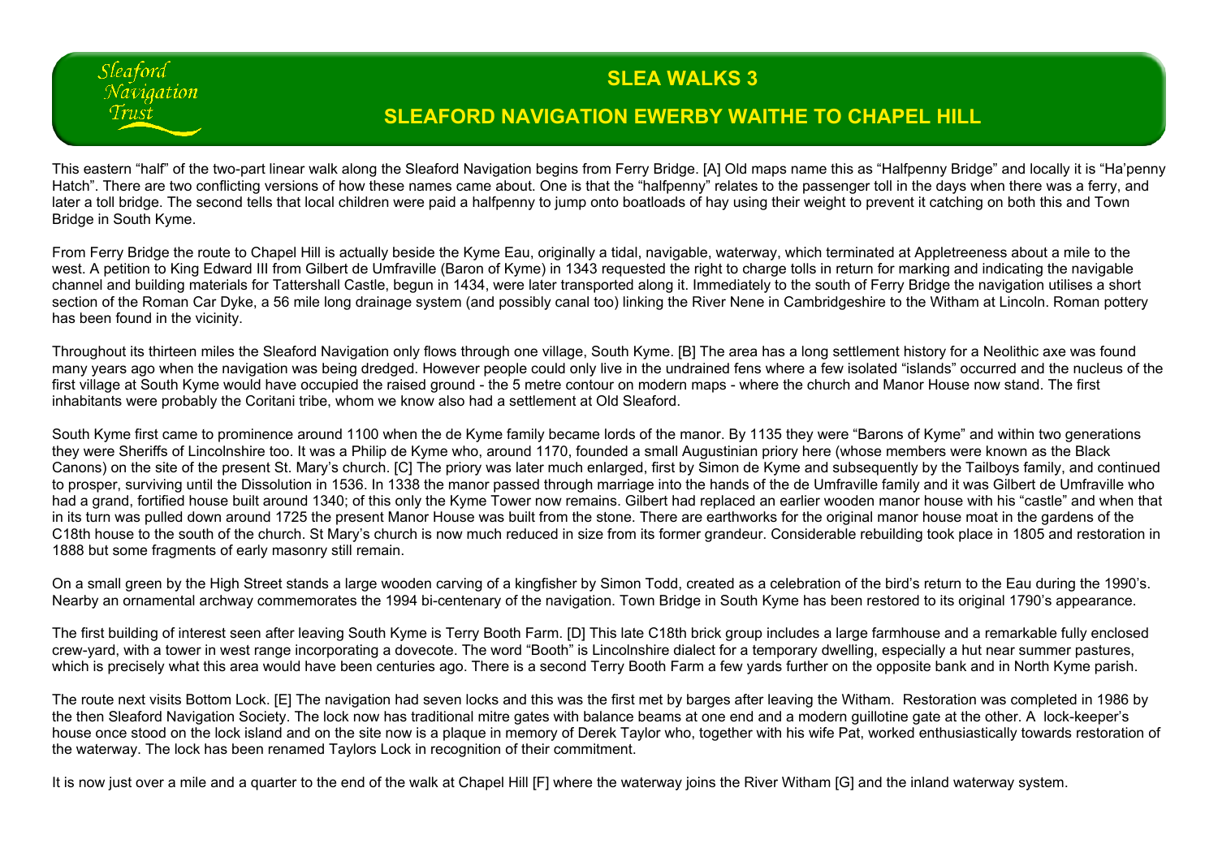Sleaford Navigation Trust

# SLEA WALKS 3

## SLEAFORD NAVIGATION EWERBY WAITHE TO CHAPEL HILL

This eastern "half" of the two-part linear walk along the Sleaford Navigation begins from Ferry Bridge. [A] Old maps name this as "Halfpenny Bridge" and locally it is "Ha'penny Hatch". There are two conflicting versions of how these names came about. One is that the "halfpenny" relates to the passenger toll in the days when there was a ferry, and later a toll bridge. The second tells that local children were paid a halfpenny to jump onto boatloads of hay using their weight to prevent it catching on both this and Town Bridge in South Kyme.

From Ferry Bridge the route to Chapel Hill is actually beside the Kyme Eau, originally a tidal, navigable, waterway, which terminated at Appletreeness about a mile to the west. A petition to King Edward III from Gilbert de Umfraville (Baron of Kyme) in 1343 requested the right to charge tolls in return for marking and indicating the navigable channel and building materials for Tattershall Castle, begun in 1434, were later transported along it. Immediately to the south of Ferry Bridge the navigation utilises a short section of the Roman Car Dyke, a 56 mile long drainage system (and possibly canal too) linking the River Nene in Cambridgeshire to the Witham at Lincoln. Roman pottery has been found in the vicinity.

Throughout its thirteen miles the Sleaford Navigation only flows through one village, South Kyme. [B] The area has a long settlement history for a Neolithic axe was found many years ago when the navigation was being dredged. However people could only live in the undrained fens where a few isolated "islands" occurred and the nucleus of the first village at South Kyme would have occupied the raised ground - the 5 metre contour on modern maps - where the church and Manor House now stand. The first inhabitants were probably the Coritani tribe, whom we know also had a settlement at Old Sleaford.

South Kyme first came to prominence around 1100 when the de Kyme family became lords of the manor. By 1135 they were "Barons of Kyme" and within two generations they were Sheriffs of Lincolnshire too. It was a Philip de Kyme who, around 1170, founded a small Augustinian priory here (whose members were known as the Black Canons) on the site of the present St. Mary's church. [C] The priory was later much enlarged, first by Simon de Kyme and subsequently by the Tailboys family, and continued to prosper, surviving until the Dissolution in 1536. In 1338 the manor passed through marriage into the hands of the de Umfraville family and it was Gilbert de Umfraville who had a grand, fortified house built around 1340; of this only the Kyme Tower now remains. Gilbert had replaced an earlier wooden manor house with his "castle" and when that in its turn was pulled down around 1725 the present Manor House was built from the stone. There are earthworks for the original manor house moat in the gardens of the C18th house to the south of the church. St Mary's church is now much reduced in size from its former grandeur. Considerable rebuilding took place in 1805 and restoration in 1888 but some fragments of early masonry still remain.

On a small green by the High Street stands a large wooden carving of a kingfisher by Simon Todd, created as a celebration of the bird's return to the Eau during the 1990's. Nearby an ornamental archway commemorates the 1994 bi-centenary of the navigation. Town Bridge in South Kyme has been restored to its original 1790's appearance.

The first building of interest seen after leaving South Kyme is Terry Booth Farm. [D] This late C18th brick group includes a large farmhouse and a remarkable fully enclosed crew-yard, with a tower in west range incorporating a dovecote. The word "Booth" is Lincolnshire dialect for a temporary dwelling, especially a hut near summer pastures, which is precisely what this area would have been centuries ago. There is a second Terry Booth Farm a few yards further on the opposite bank and in North Kyme parish.

The route next visits Bottom Lock. [E] The navigation had seven locks and this was the first met by barges after leaving the Witham. Restoration was completed in 1986 by the then Sleaford Navigation Society. The lock now has traditional mitre gates with balance beams at one end and a modern guillotine gate at the other. A lock-keeper's house once stood on the lock island and on the site now is a plaque in memory of Derek Taylor who, together with his wife Pat, worked enthusiastically towards restoration of the waterway. The lock has been renamed Taylors Lock in recognition of their commitment.

It is now just over a mile and a quarter to the end of the walk at Chapel Hill [F] where the waterway joins the River Witham [G] and the inland waterway system.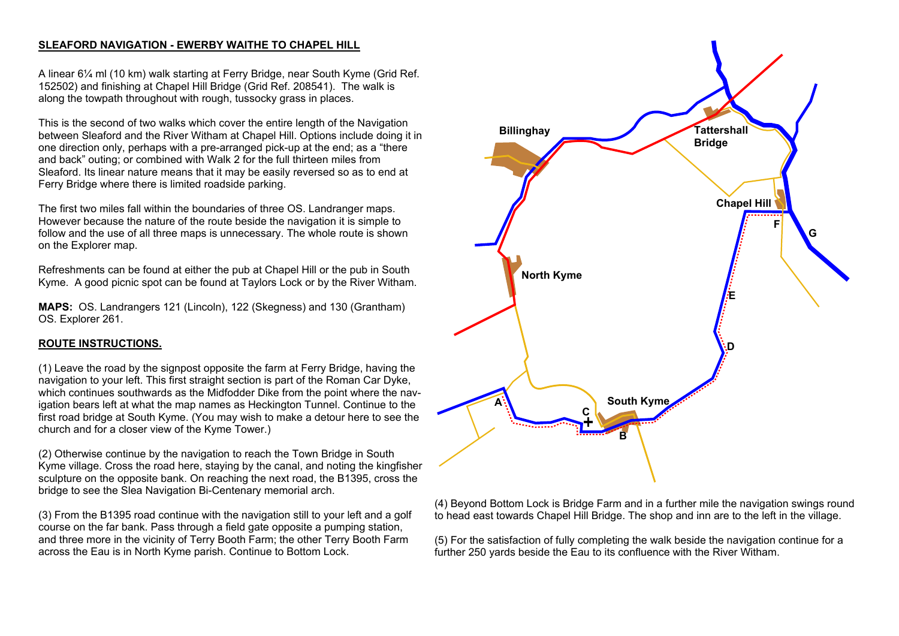## SLEAFORD NAVIGATION - EWERBY WAITHE TO CHAPEL HILL

A linear 6¼ ml (10 km) walk starting at Ferry Bridge, near South Kyme (Grid Ref. 152502) and finishing at Chapel Hill Bridge (Grid Ref. 208541). The walk is along the towpath throughout with rough, tussocky grass in places.

This is the second of two walks which cover the entire length of the Navigation between Sleaford and the River Witham at Chapel Hill. Options include doing it in one direction only, perhaps with a pre-arranged pick-up at the end; as a "there and back" outing; or combined with Walk 2 for the full thirteen miles from Sleaford. Its linear nature means that it may be easily reversed so as to end at Ferry Bridge where there is limited roadside parking.

The first two miles fall within the boundaries of three OS. Landranger maps. However because the nature of the route beside the navigation it is simple to follow and the use of all three maps is unnecessary. The whole route is shown on the Explorer map.

Refreshments can be found at either the pub at Chapel Hill or the pub in South Kyme. A good picnic spot can be found at Taylors Lock or by the River Witham.

**MAPS:** OS. Landrangers 121 (Lincoln), 122 (Skegness) and 130 (Grantham) OS. Explorer 261.

## ROUTE INSTRUCTIONS.

(1) Leave the road by the signpost opposite the farm at Ferry Bridge, having the navigation to your left. This first straight section is part of the Roman Car Dyke, which continues southwards as the Midfodder Dike from the point where the navigation bears left at what the map names as Heckington Tunnel. Continue to the first road bridge at South Kyme. (You may wish to make a detour here to see the church and for a closer view of the Kyme Tower.)

(2) Otherwise continue by the navigation to reach the Town Bridge in South Kyme village. Cross the road here, staying by the canal, and noting the kingfisher sculpture on the opposite bank. On reaching the next road, the B1395, cross the bridge to see the Slea Navigation Bi-Centenary memorial arch.

(3) From the B1395 road continue with the navigation still to your left and a golf course on the far bank. Pass through a field gate opposite a pumping station, and three more in the vicinity of Terry Booth Farm; the other Terry Booth Farm across the Eau is in North Kyme parish. Continue to Bottom Lock.

Billinghay

Tattershall Bridge

Chapel Hill

F

G

North Kyme

E

D

South Kyme

A

C

B

(4) Beyond Bottom Lock is Bridge Farm and in a further mile the navigation swings round to head east towards Chapel Hill Bridge. The shop and inn are to the left in the village.

(5) For the satisfaction of fully completing the walk beside the navigation continue for a further 250 yards beside the Eau to its confluence with the River Witham.